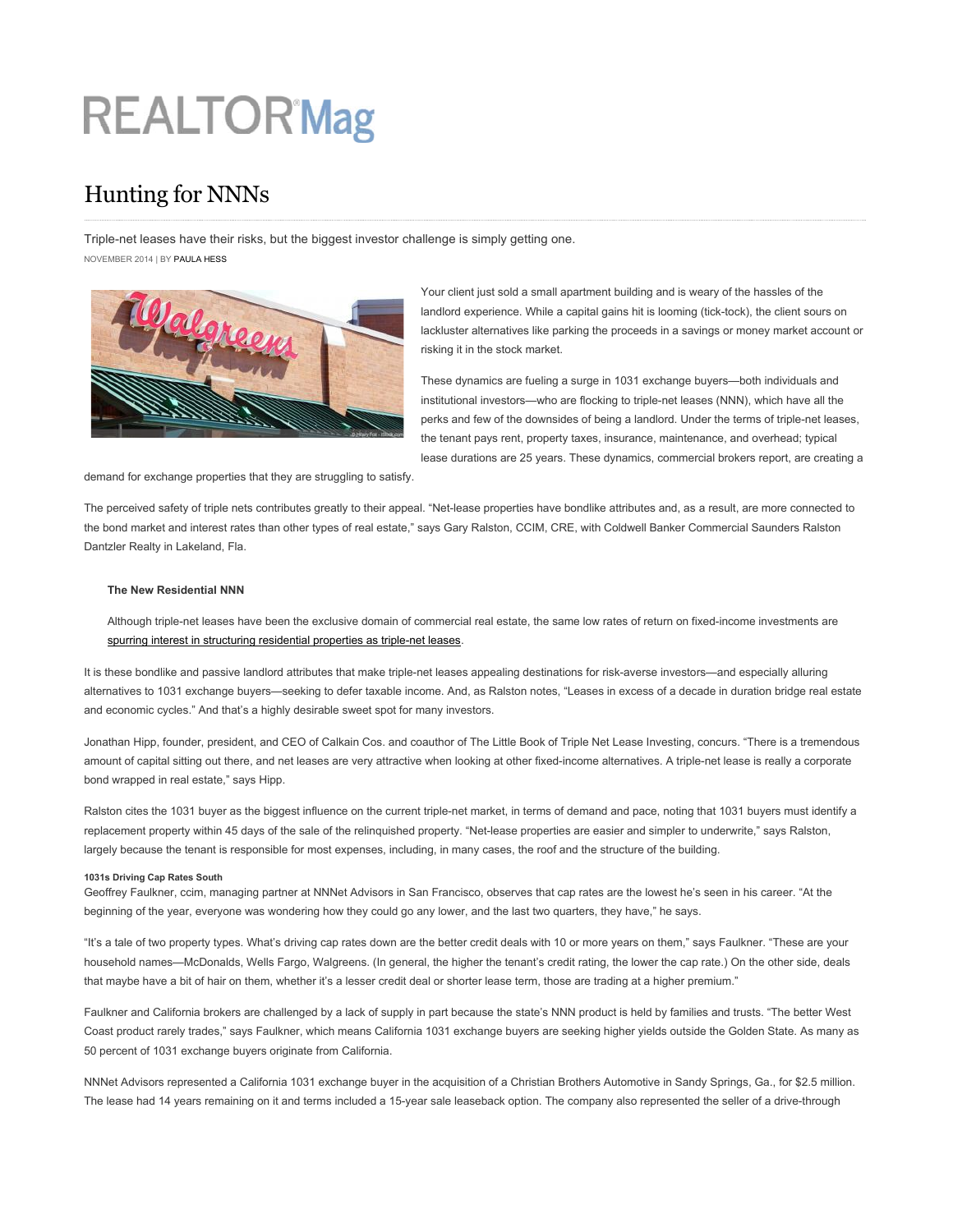# REALTOR Mag

## Hunting for NNNs

Triple-net leases have their risks, but the biggest investor challenge is simply getting one.

NOVEMBER 2014 | BY PAULA HESS

Your client just sold a small apartment building and is weary of the hassles of the landlord experience. While a capital gains hit is looming (tick-tock), the client sours on lackluster alternatives like parking the proceeds in a savings or money market account or risking it in the stock market.

These dynamics are fueling a surge in 1031 exchange buyers—both individuals and institutional investors—who are flocking to triple-net leases (NNN), which have all the perks and few of the downsides of being a landlord. Under the terms of triple-net leases, the tenant pays rent, property taxes, insurance, maintenance, and overhead; typical lease durations are 25 years. These dynamics, commercial brokers report, are creating a demand for exchange properties that they are struggling to satisfy.

The perceived safety of triple nets contributes greatly to their appeal. "Net-lease properties have bondlike attributes and, as a result, are more connected to the bond market and interest rates than other types of real estate," says Gary Ralston, CCIM, CRE, with Coldwell Banker Commercial Saunders Ralston Dantzler Realty in Lakeland, Fla.

> **The New Residential NNN**
>
> Although triple-net leases have been the exclusive domain of commercial real estate, the same low rates of return on fixed-income investments are spurring interest in structuring residential properties as triple-net leases.

It is these bondlike and passive landlord attributes that make triple-net leases appealing destinations for risk-averse investors—and especially alluring alternatives to 1031 exchange buyers—seeking to defer taxable income. And, as Ralston notes, "Leases in excess of a decade in duration bridge real estate and economic cycles." And that's a highly desirable sweet spot for many investors.

Jonathan Hipp, founder, president, and CEO of Calkain Cos. and coauthor of The Little Book of Triple Net Lease Investing, concurs. "There is a tremendous amount of capital sitting out there, and net leases are very attractive when looking at other fixed-income alternatives. A triple-net lease is really a corporate bond wrapped in real estate," says Hipp.

Ralston cites the 1031 buyer as the biggest influence on the current triple-net market, in terms of demand and pace, noting that 1031 buyers must identify a replacement property within 45 days of the sale of the relinquished property. "Net-lease properties are easier and simpler to underwrite," says Ralston, largely because the tenant is responsible for most expenses, including, in many cases, the roof and the structure of the building.

#### 1031s Driving Cap Rates South

Geoffrey Faulkner, ccim, managing partner at NNNet Advisors in San Francisco, observes that cap rates are the lowest he's seen in his career. "At the beginning of the year, everyone was wondering how they could go any lower, and the last two quarters, they have," he says.

"It's a tale of two property types. What's driving cap rates down are the better credit deals with 10 or more years on them," says Faulkner. "These are your household names—McDonalds, Wells Fargo, Walgreens. (In general, the higher the tenant's credit rating, the lower the cap rate.) On the other side, deals that maybe have a bit of hair on them, whether it's a lesser credit deal or shorter lease term, those are trading at a higher premium."

Faulkner and California brokers are challenged by a lack of supply in part because the state's NNN product is held by families and trusts. "The better West Coast product rarely trades," says Faulkner, which means California 1031 exchange buyers are seeking higher yields outside the Golden State. As many as 50 percent of 1031 exchange buyers originate from California.

NNNet Advisors represented a California 1031 exchange buyer in the acquisition of a Christian Brothers Automotive in Sandy Springs, Ga., for $2.5 million. The lease had 14 years remaining on it and terms included a 15-year sale leaseback option. The company also represented the seller of a drive-through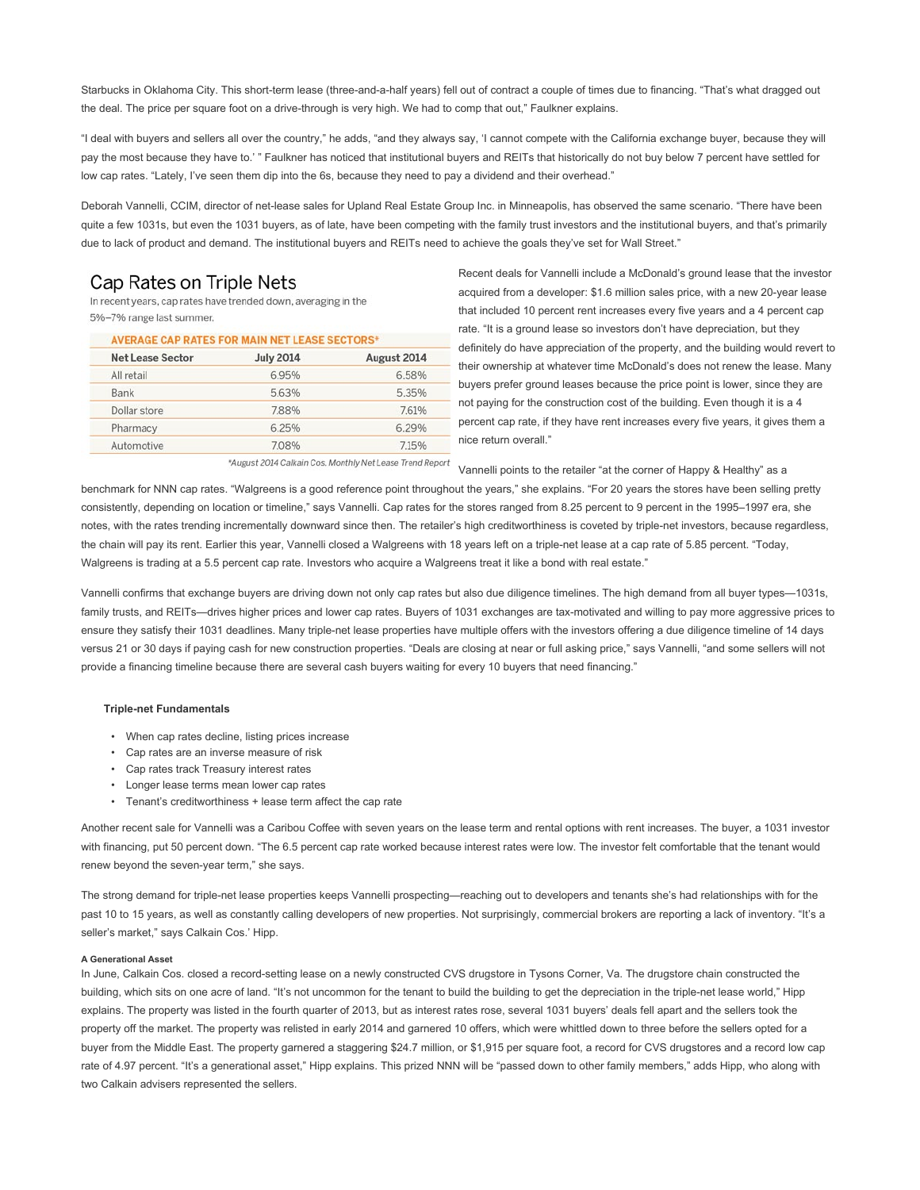Starbucks in Oklahoma City. This short-term lease (three-and-a-half years) fell out of contract a couple of times due to financing. "That's what dragged out the deal. The price per square foot on a drive-through is very high. We had to comp that out," Faulkner explains.

"I deal with buyers and sellers all over the country," he adds, "and they always say, 'I cannot compete with the California exchange buyer, because they will pay the most because they have to.' " Faulkner has noticed that institutional buyers and REITs that historically do not buy below 7 percent have settled for low cap rates. "Lately, I've seen them dip into the 6s, because they need to pay a dividend and their overhead."

Deborah Vannelli, CCIM, director of net-lease sales for Upland Real Estate Group Inc. in Minneapolis, has observed the same scenario. "There have been quite a few 1031s, but even the 1031 buyers, as of late, have been competing with the family trust investors and the institutional buyers, and that's primarily due to lack of product and demand. The institutional buyers and REITs need to achieve the goals they've set for Wall Street."

## Cap Rates on Triple Nets

In recent years, cap rates have trended down, averaging in the 5%–7% range last summer.

**AVERAGE CAP RATES FOR MAIN NET LEASE SECTORS***

| Net Lease Sector | July 2014 | August 2014 |
|---|---|---|
| All retail | 6.95% | 6.58% |
| Bank | 5.63% | 5.35% |
| Dollar store | 7.88% | 7.61% |
| Pharmacy | 6.25% | 6.29% |
| Automotive | 7.08% | 7.15% |

*August 2014 Calkain Cos. Monthly Net Lease Trend Report

Recent deals for Vannelli include a McDonald's ground lease that the investor acquired from a developer: $1.6 million sales price, with a new 20-year lease that included 10 percent rent increases every five years and a 4 percent cap rate. "It is a ground lease so investors don't have depreciation, but they definitely do have appreciation of the property, and the building would revert to their ownership at whatever time McDonald's does not renew the lease. Many buyers prefer ground leases because the price point is lower, since they are not paying for the construction cost of the building. Even though it is a 4 percent cap rate, if they have rent increases every five years, it gives them a nice return overall."

Vannelli points to the retailer "at the corner of Happy & Healthy" as a benchmark for NNN cap rates. "Walgreens is a good reference point throughout the years," she explains. "For 20 years the stores have been selling pretty consistently, depending on location or timeline," says Vannelli. Cap rates for the stores ranged from 8.25 percent to 9 percent in the 1995–1997 era, she notes, with the rates trending incrementally downward since then. The retailer's high creditworthiness is coveted by triple-net investors, because regardless, the chain will pay its rent. Earlier this year, Vannelli closed a Walgreens with 18 years left on a triple-net lease at a cap rate of 5.85 percent. "Today, Walgreens is trading at a 5.5 percent cap rate. Investors who acquire a Walgreens treat it like a bond with real estate."

Vannelli confirms that exchange buyers are driving down not only cap rates but also due diligence timelines. The high demand from all buyer types—1031s, family trusts, and REITs—drives higher prices and lower cap rates. Buyers of 1031 exchanges are tax-motivated and willing to pay more aggressive prices to ensure they satisfy their 1031 deadlines. Many triple-net lease properties have multiple offers with the investors offering a due diligence timeline of 14 days versus 21 or 30 days if paying cash for new construction properties. "Deals are closing at near or full asking price," says Vannelli, "and some sellers will not provide a financing timeline because there are several cash buyers waiting for every 10 buyers that need financing."

**Triple-net Fundamentals**

- When cap rates decline, listing prices increase
- Cap rates are an inverse measure of risk
- Cap rates track Treasury interest rates
- Longer lease terms mean lower cap rates
- Tenant's creditworthiness + lease term affect the cap rate

Another recent sale for Vannelli was a Caribou Coffee with seven years on the lease term and rental options with rent increases. The buyer, a 1031 investor with financing, put 50 percent down. "The 6.5 percent cap rate worked because interest rates were low. The investor felt comfortable that the tenant would renew beyond the seven-year term," she says.

The strong demand for triple-net lease properties keeps Vannelli prospecting—reaching out to developers and tenants she's had relationships with for the past 10 to 15 years, as well as constantly calling developers of new properties. Not surprisingly, commercial brokers are reporting a lack of inventory. "It's a seller's market," says Calkain Cos.' Hipp.

#### A Generational Asset

In June, Calkain Cos. closed a record-setting lease on a newly constructed CVS drugstore in Tysons Corner, Va. The drugstore chain constructed the building, which sits on one acre of land. "It's not uncommon for the tenant to build the building to get the depreciation in the triple-net lease world," Hipp explains. The property was listed in the fourth quarter of 2013, but as interest rates rose, several 1031 buyers' deals fell apart and the sellers took the property off the market. The property was relisted in early 2014 and garnered 10 offers, which were whittled down to three before the sellers opted for a buyer from the Middle East. The property garnered a staggering $24.7 million, or $1,915 per square foot, a record for CVS drugstores and a record low cap rate of 4.97 percent. "It's a generational asset," Hipp explains. This prized NNN will be "passed down to other family members," adds Hipp, who along with two Calkain advisers represented the sellers.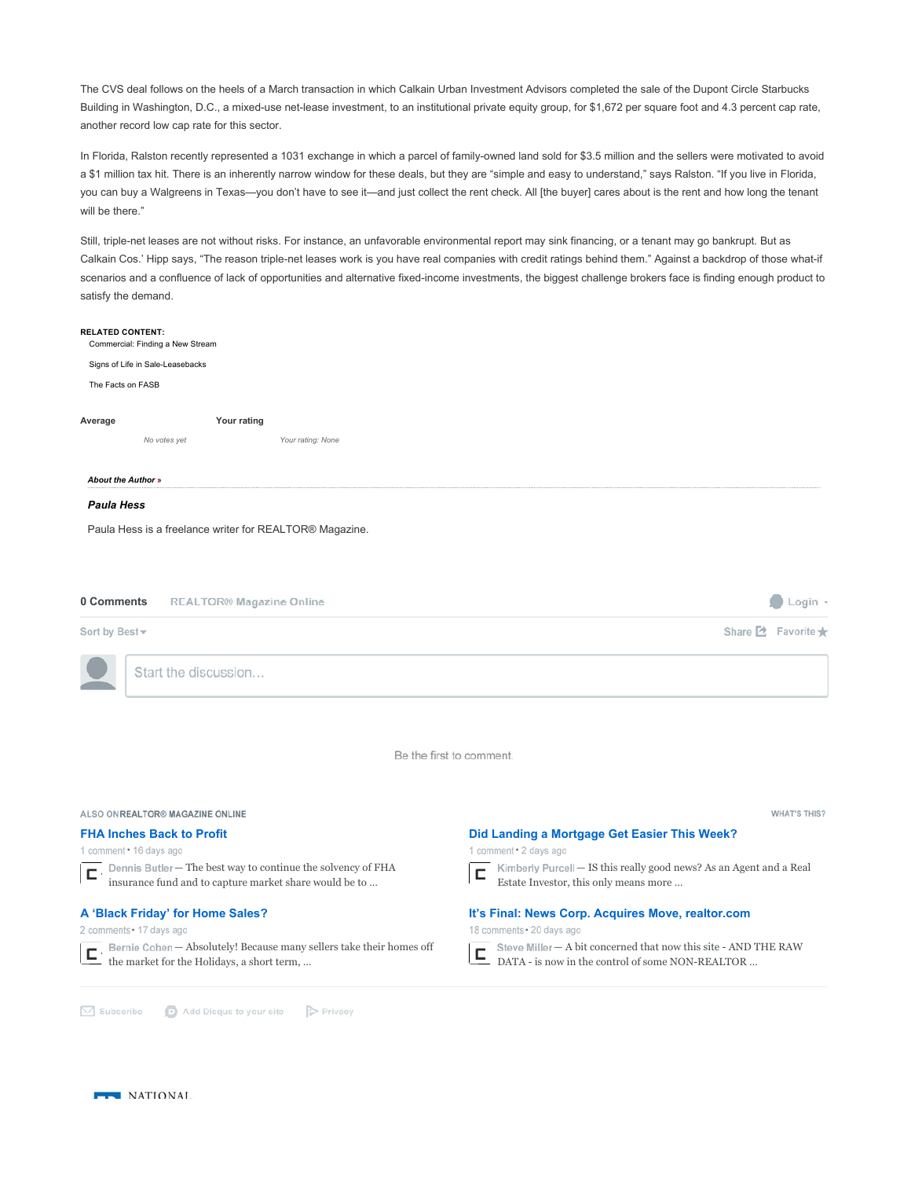The CVS deal follows on the heels of a March transaction in which Calkain Urban Investment Advisors completed the sale of the Dupont Circle Starbucks Building in Washington, D.C., a mixed-use net-lease investment, to an institutional private equity group, for $1,672 per square foot and 4.3 percent cap rate, another record low cap rate for this sector.

In Florida, Ralston recently represented a 1031 exchange in which a parcel of family-owned land sold for $3.5 million and the sellers were motivated to avoid a $1 million tax hit. There is an inherently narrow window for these deals, but they are “simple and easy to understand,” says Ralston. “If you live in Florida, you can buy a Walgreens in Texas—you don't have to see it—and just collect the rent check. All [the buyer] cares about is the rent and how long the tenant will be there.”

Still, triple-net leases are not without risks. For instance, an unfavorable environmental report may sink financing, or a tenant may go bankrupt. But as Calkain Cos.' Hipp says, “The reason triple-net leases work is you have real companies with credit ratings behind them.” Against a backdrop of those what-if scenarios and a confluence of lack of opportunities and alternative fixed-income investments, the biggest challenge brokers face is finding enough product to satisfy the demand.

**RELATED CONTENT:**

- Commercial: Finding a New Stream
- Signs of Life in Sale-Leasebacks
- The Facts on FASB

**Average** — *No votes yet*

**Your rating** — *Your rating: None*

***About the Author »***

***Paula Hess***

Paula Hess is a freelance writer for REALTOR® Magazine.

**0 Comments** REALTOR® Magazine Online Login

Sort by Best Share Favorite

Start the discussion...

Be the first to comment.

ALSO ON **REALTOR® MAGAZINE ONLINE** WHAT'S THIS?

**FHA Inches Back to Profit**
1 comment • 16 days ago
Dennis Butler — The best way to continue the solvency of FHA insurance fund and to capture market share would be to ...

**Did Landing a Mortgage Get Easier This Week?**
1 comment • 2 days ago
Kimberly Purcell — IS this really good news? As an Agent and a Real Estate Investor, this only means more ...

**A 'Black Friday' for Home Sales?**
2 comments • 17 days ago
Bernie Cohen — Absolutely! Because many sellers take their homes off the market for the Holidays, a short term, ...

**It's Final: News Corp. Acquires Move, realtor.com**
18 comments • 20 days ago
Steve Miller — A bit concerned that now this site - AND THE RAW DATA - is now in the control of some NON-REALTOR ...

Subscribe Add Disqus to your site Privacy

NATIONAL